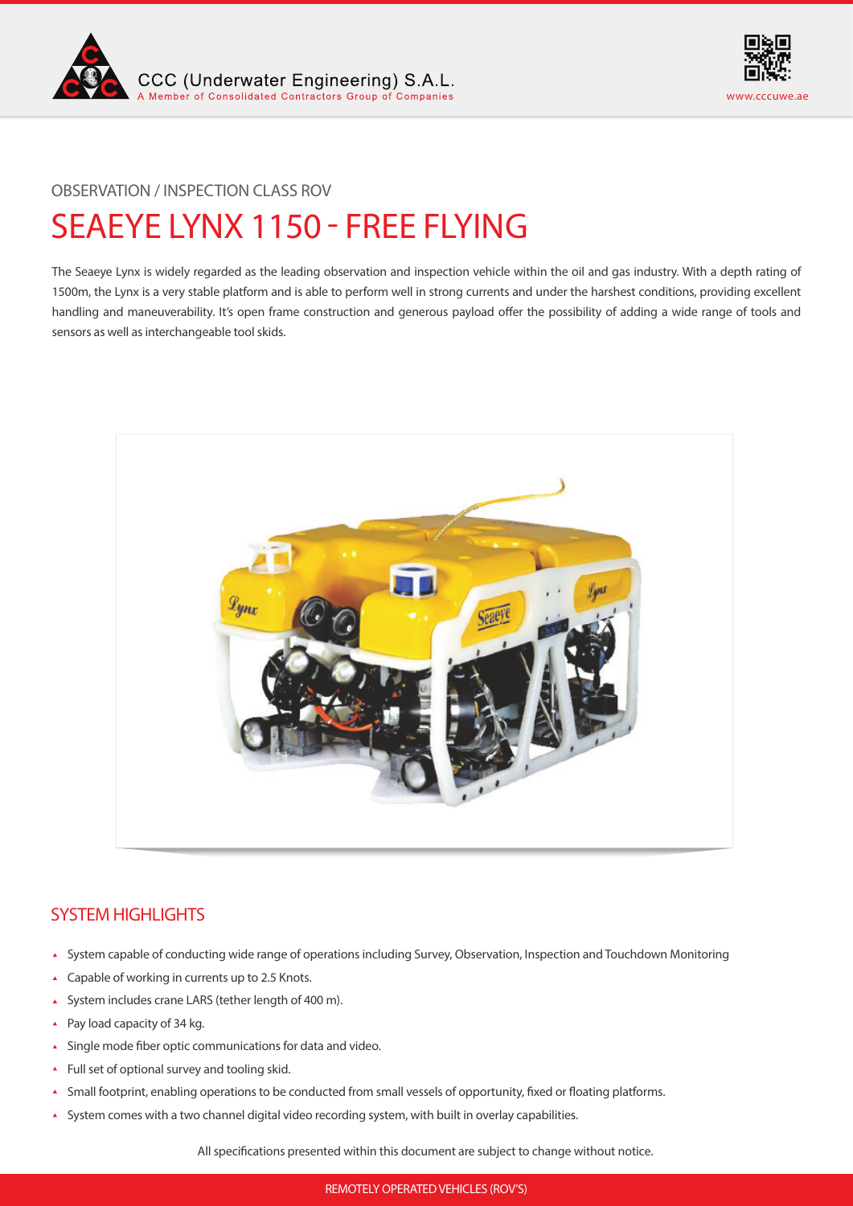CCC (Underwater Engineering) S.A.L.
A Member of Consolidated Contractors Group of Companies

www.cccuwe.ae

OBSERVATION / INSPECTION CLASS ROV

# SEAEYE LYNX 1150 - FREE FLYING

The Seaeye Lynx is widely regarded as the leading observation and inspection vehicle within the oil and gas industry. With a depth rating of 1500m, the Lynx is a very stable platform and is able to perform well in strong currents and under the harshest conditions, providing excellent handling and maneuverability. It's open frame construction and generous payload offer the possibility of adding a wide range of tools and sensors as well as interchangeable tool skids.

## SYSTEM HIGHLIGHTS

- System capable of conducting wide range of operations including Survey, Observation, Inspection and Touchdown Monitoring
- Capable of working in currents up to 2.5 Knots.
- System includes crane LARS (tether length of 400 m).
- Pay load capacity of 34 kg.
- Single mode fiber optic communications for data and video.
- Full set of optional survey and tooling skid.
- Small footprint, enabling operations to be conducted from small vessels of opportunity, fixed or floating platforms.
- System comes with a two channel digital video recording system, with built in overlay capabilities.

All specifications presented within this document are subject to change without notice.

REMOTELY OPERATED VEHICLES (ROV'S)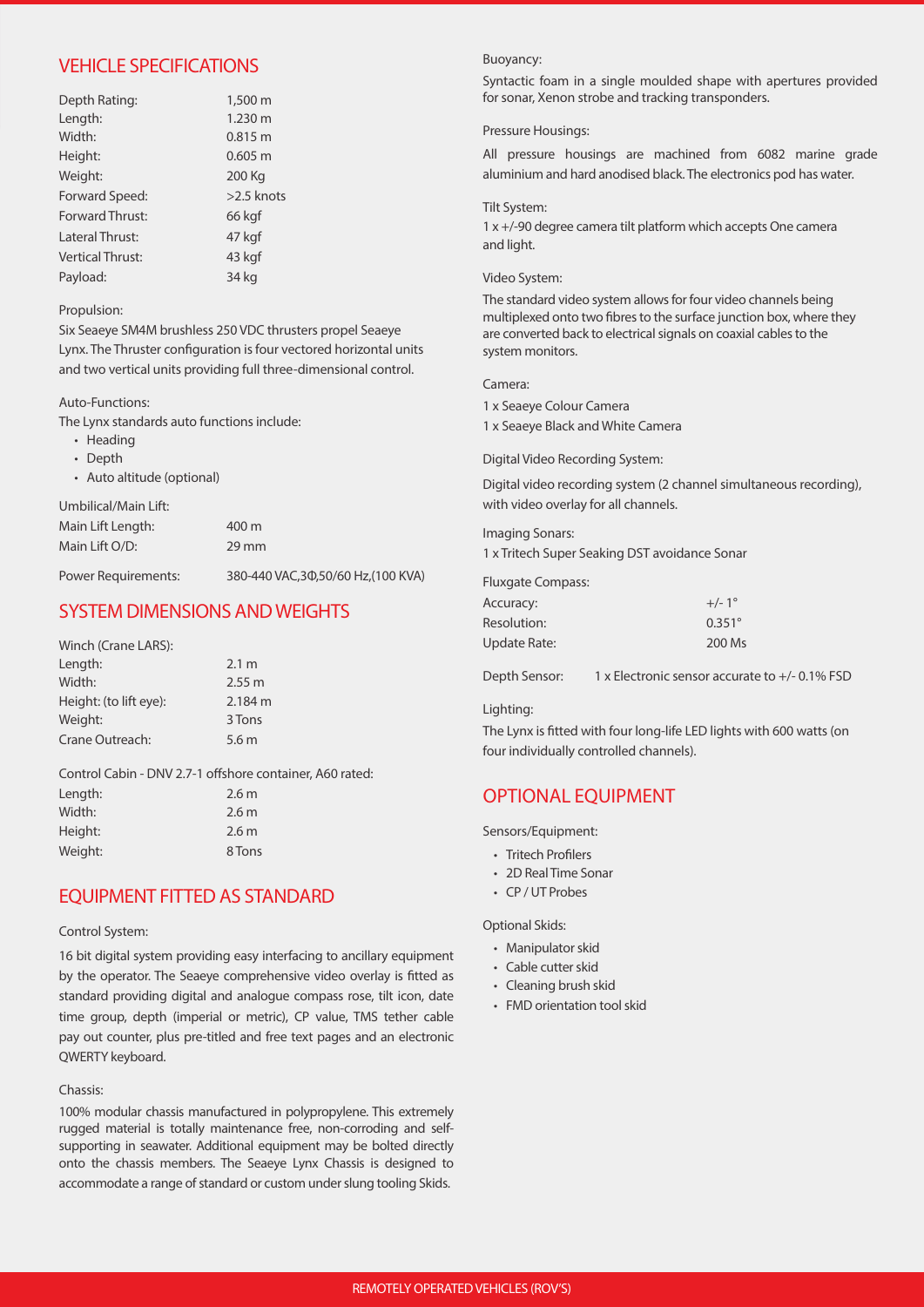## VEHICLE SPECIFICATIONS

| | |
|---|---|
| Depth Rating: | 1,500 m |
| Length: | 1.230 m |
| Width: | 0.815 m |
| Height: | 0.605 m |
| Weight: | 200 Kg |
| Forward Speed: | >2.5 knots |
| Forward Thrust: | 66 kgf |
| Lateral Thrust: | 47 kgf |
| Vertical Thrust: | 43 kgf |
| Payload: | 34 kg |

Propulsion:

Six Seaeye SM4M brushless 250 VDC thrusters propel Seaeye Lynx. The Thruster configuration is four vectored horizontal units and two vertical units providing full three-dimensional control.

Auto-Functions:

The Lynx standards auto functions include:

- Heading
- Depth
- Auto altitude (optional)

Umbilical/Main Lift:

| | |
|---|---|
| Main Lift Length: | 400 m |
| Main Lift O/D: | 29 mm |

| | |
|---|---|
| Power Requirements: | 380-440 VAC,3Φ,50/60 Hz,(100 KVA) |

## SYSTEM DIMENSIONS AND WEIGHTS

Winch (Crane LARS):

| | |
|---|---|
| Length: | 2.1 m |
| Width: | 2.55 m |
| Height: (to lift eye): | 2.184 m |
| Weight: | 3 Tons |
| Crane Outreach: | 5.6 m |

Control Cabin - DNV 2.7-1 offshore container, A60 rated:

| | |
|---|---|
| Length: | 2.6 m |
| Width: | 2.6 m |
| Height: | 2.6 m |
| Weight: | 8 Tons |

## EQUIPMENT FITTED AS STANDARD

Control System:

16 bit digital system providing easy interfacing to ancillary equipment by the operator. The Seaeye comprehensive video overlay is fitted as standard providing digital and analogue compass rose, tilt icon, date time group, depth (imperial or metric), CP value, TMS tether cable pay out counter, plus pre-titled and free text pages and an electronic QWERTY keyboard.

Chassis:

100% modular chassis manufactured in polypropylene. This extremely rugged material is totally maintenance free, non-corroding and self-supporting in seawater. Additional equipment may be bolted directly onto the chassis members. The Seaeye Lynx Chassis is designed to accommodate a range of standard or custom under slung tooling Skids.

Buoyancy:

Syntactic foam in a single moulded shape with apertures provided for sonar, Xenon strobe and tracking transponders.

Pressure Housings:

All pressure housings are machined from 6082 marine grade aluminium and hard anodised black. The electronics pod has water.

Tilt System:

1 x +/-90 degree camera tilt platform which accepts One camera and light.

Video System:

The standard video system allows for four video channels being multiplexed onto two fibres to the surface junction box, where they are converted back to electrical signals on coaxial cables to the system monitors.

Camera:

1 x Seaeye Colour Camera
1 x Seaeye Black and White Camera

Digital Video Recording System:

Digital video recording system (2 channel simultaneous recording), with video overlay for all channels.

Imaging Sonars:

1 x Tritech Super Seaking DST avoidance Sonar

Fluxgate Compass:

| | |
|---|---|
| Accuracy: | +/- 1° |
| Resolution: | 0.351° |
| Update Rate: | 200 Ms |

Depth Sensor: 1 x Electronic sensor accurate to +/- 0.1% FSD

Lighting:

The Lynx is fitted with four long-life LED lights with 600 watts (on four individually controlled channels).

## OPTIONAL EQUIPMENT

Sensors/Equipment:

- Tritech Profilers
- 2D Real Time Sonar
- CP / UT Probes

Optional Skids:

- Manipulator skid
- Cable cutter skid
- Cleaning brush skid
- FMD orientation tool skid